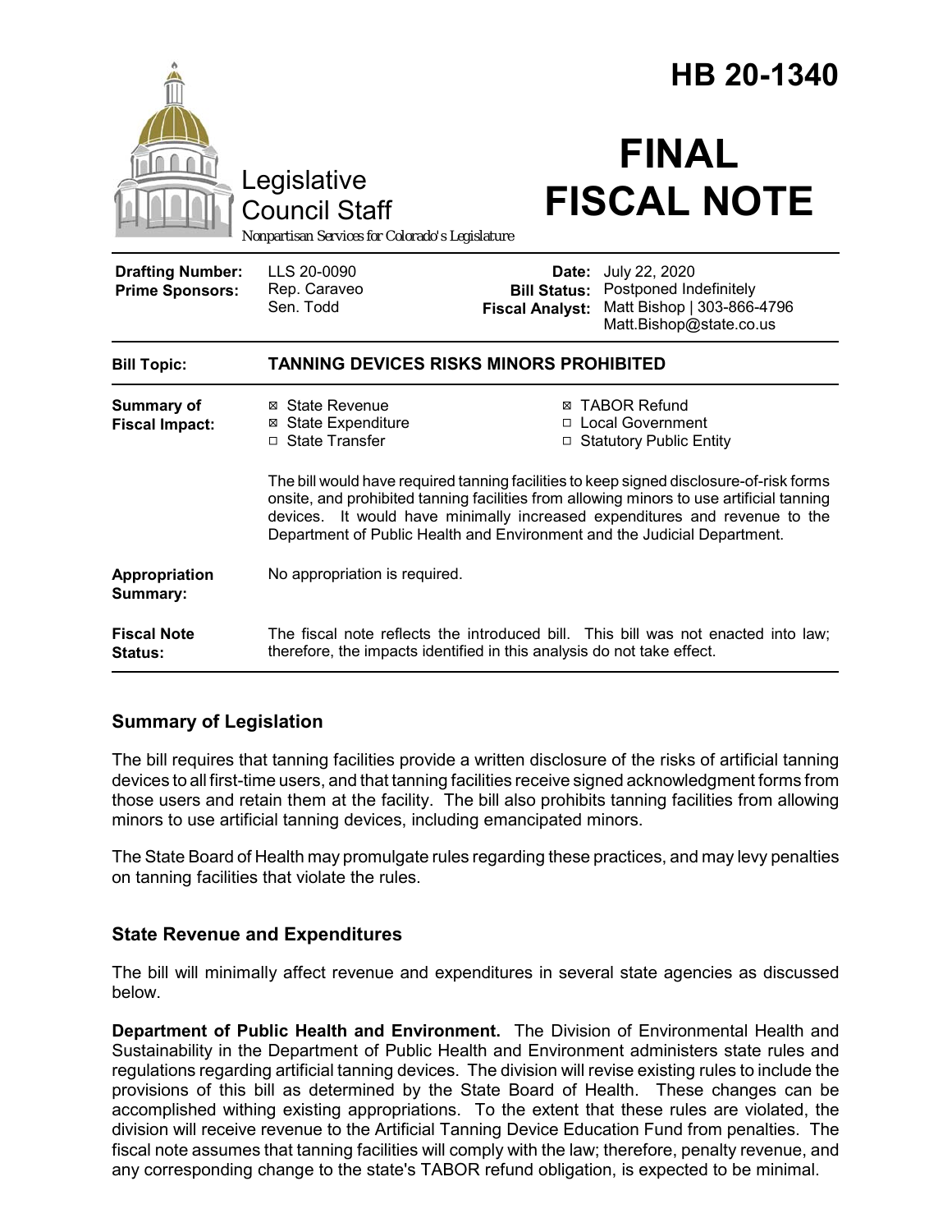# HB 20-1340

Legislative Council Staff

*Nonpartisan Services for Colorado's Legislature*

# FINAL FISCAL NOTE

| | | | |
|---|---|---|---|
| **Drafting Number:** | LLS 20-0090 | **Date:** | July 22, 2020 |
| **Prime Sponsors:** | Rep. Caraveo<br>Sen. Todd | **Bill Status:** | Postponed Indefinitely |
| | | **Fiscal Analyst:** | Matt Bishop \| 303-866-4796<br>Matt.Bishop@state.co.us |

| | |
|---|---|
| **Bill Topic:** | **TANNING DEVICES RISKS MINORS PROHIBITED** |
| **Summary of Fiscal Impact:** | ☒ State Revenue ☒ State Expenditure ☐ State Transfer ☒ TABOR Refund ☐ Local Government ☐ Statutory Public Entity<br><br>The bill would have required tanning facilities to keep signed disclosure-of-risk forms onsite, and prohibited tanning facilities from allowing minors to use artificial tanning devices. It would have minimally increased expenditures and revenue to the Department of Public Health and Environment and the Judicial Department. |
| **Appropriation Summary:** | No appropriation is required. |
| **Fiscal Note Status:** | The fiscal note reflects the introduced bill. This bill was not enacted into law; therefore, the impacts identified in this analysis do not take effect. |

## Summary of Legislation

The bill requires that tanning facilities provide a written disclosure of the risks of artificial tanning devices to all first-time users, and that tanning facilities receive signed acknowledgment forms from those users and retain them at the facility. The bill also prohibits tanning facilities from allowing minors to use artificial tanning devices, including emancipated minors.

The State Board of Health may promulgate rules regarding these practices, and may levy penalties on tanning facilities that violate the rules.

## State Revenue and Expenditures

The bill will minimally affect revenue and expenditures in several state agencies as discussed below.

**Department of Public Health and Environment.** The Division of Environmental Health and Sustainability in the Department of Public Health and Environment administers state rules and regulations regarding artificial tanning devices. The division will revise existing rules to include the provisions of this bill as determined by the State Board of Health. These changes can be accomplished withing existing appropriations. To the extent that these rules are violated, the division will receive revenue to the Artificial Tanning Device Education Fund from penalties. The fiscal note assumes that tanning facilities will comply with the law; therefore, penalty revenue, and any corresponding change to the state's TABOR refund obligation, is expected to be minimal.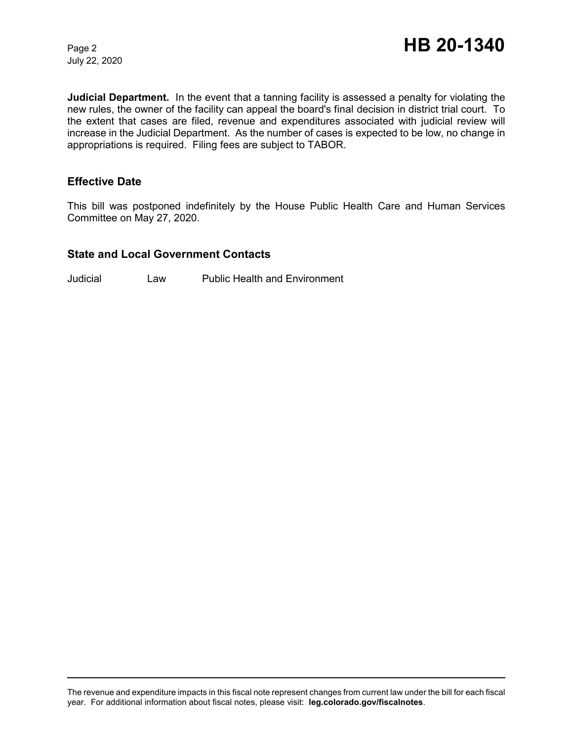**Judicial Department.** In the event that a tanning facility is assessed a penalty for violating the new rules, the owner of the facility can appeal the board's final decision in district trial court. To the extent that cases are filed, revenue and expenditures associated with judicial review will increase in the Judicial Department. As the number of cases is expected to be low, no change in appropriations is required. Filing fees are subject to TABOR.

## Effective Date

This bill was postponed indefinitely by the House Public Health Care and Human Services Committee on May 27, 2020.

## State and Local Government Contacts

Judicial Law Public Health and Environment

The revenue and expenditure impacts in this fiscal note represent changes from current law under the bill for each fiscal year. For additional information about fiscal notes, please visit: **leg.colorado.gov/fiscalnotes**.